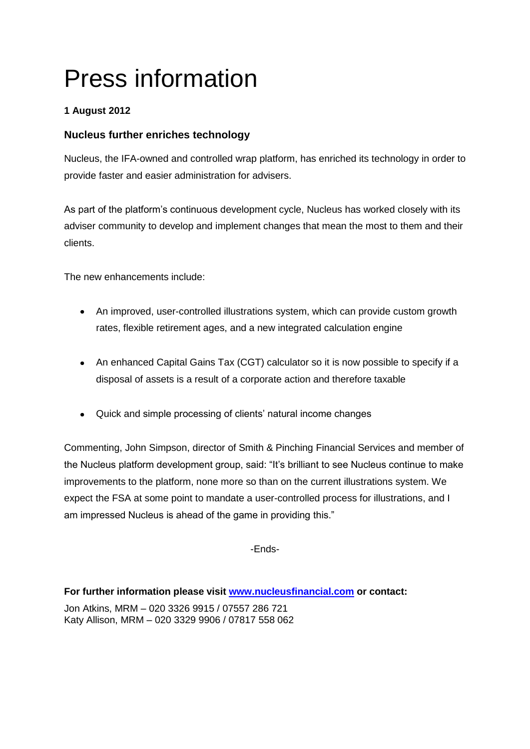# Press information

**1 August 2012**

### Nucleus further enriches technology

Nucleus, the IFA-owned and controlled wrap platform, has enriched its technology in order to provide faster and easier administration for advisers.

As part of the platform's continuous development cycle, Nucleus has worked closely with its adviser community to develop and implement changes that mean the most to them and their clients.

The new enhancements include:

- An improved, user-controlled illustrations system, which can provide custom growth rates, flexible retirement ages, and a new integrated calculation engine
- An enhanced Capital Gains Tax (CGT) calculator so it is now possible to specify if a disposal of assets is a result of a corporate action and therefore taxable
- Quick and simple processing of clients' natural income changes

Commenting, John Simpson, director of Smith & Pinching Financial Services and member of the Nucleus platform development group, said: "It's brilliant to see Nucleus continue to make improvements to the platform, none more so than on the current illustrations system. We expect the FSA at some point to mandate a user-controlled process for illustrations, and I am impressed Nucleus is ahead of the game in providing this."

-Ends-

**For further information please visit [www.nucleusfinancial.com](http://www.nucleusfinancial.com) or contact:**

Jon Atkins, MRM – 020 3326 9915 / 07557 286 721
Katy Allison, MRM – 020 3329 9906 / 07817 558 062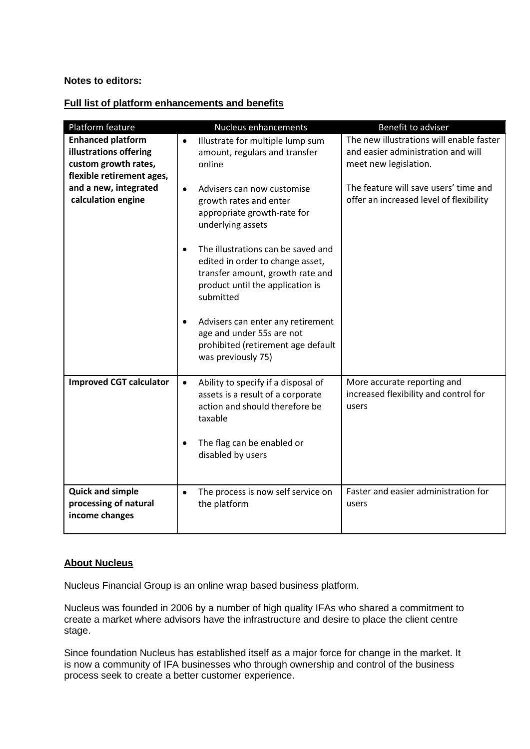**Notes to editors:**

## Full list of platform enhancements and benefits

| Platform feature | Nucleus enhancements | Benefit to adviser |
|---|---|---|
| **Enhanced platform illustrations offering custom growth rates, flexible retirement ages, and a new, integrated calculation engine** | • Illustrate for multiple lump sum amount, regulars and transfer online<br><br>• Advisers can now customise growth rates and enter appropriate growth-rate for underlying assets<br><br>• The illustrations can be saved and edited in order to change asset, transfer amount, growth rate and product until the application is submitted<br><br>• Advisers can enter any retirement age and under 55s are not prohibited (retirement age default was previously 75) | The new illustrations will enable faster and easier administration and will meet new legislation.<br><br>The feature will save users' time and offer an increased level of flexibility |
| **Improved CGT calculator** | • Ability to specify if a disposal of assets is a result of a corporate action and should therefore be taxable<br><br>• The flag can be enabled or disabled by users | More accurate reporting and increased flexibility and control for users |
| **Quick and simple processing of natural income changes** | • The process is now self service on the platform | Faster and easier administration for users |

## About Nucleus

Nucleus Financial Group is an online wrap based business platform.

Nucleus was founded in 2006 by a number of high quality IFAs who shared a commitment to create a market where advisors have the infrastructure and desire to place the client centre stage.

Since foundation Nucleus has established itself as a major force for change in the market. It is now a community of IFA businesses who through ownership and control of the business process seek to create a better customer experience.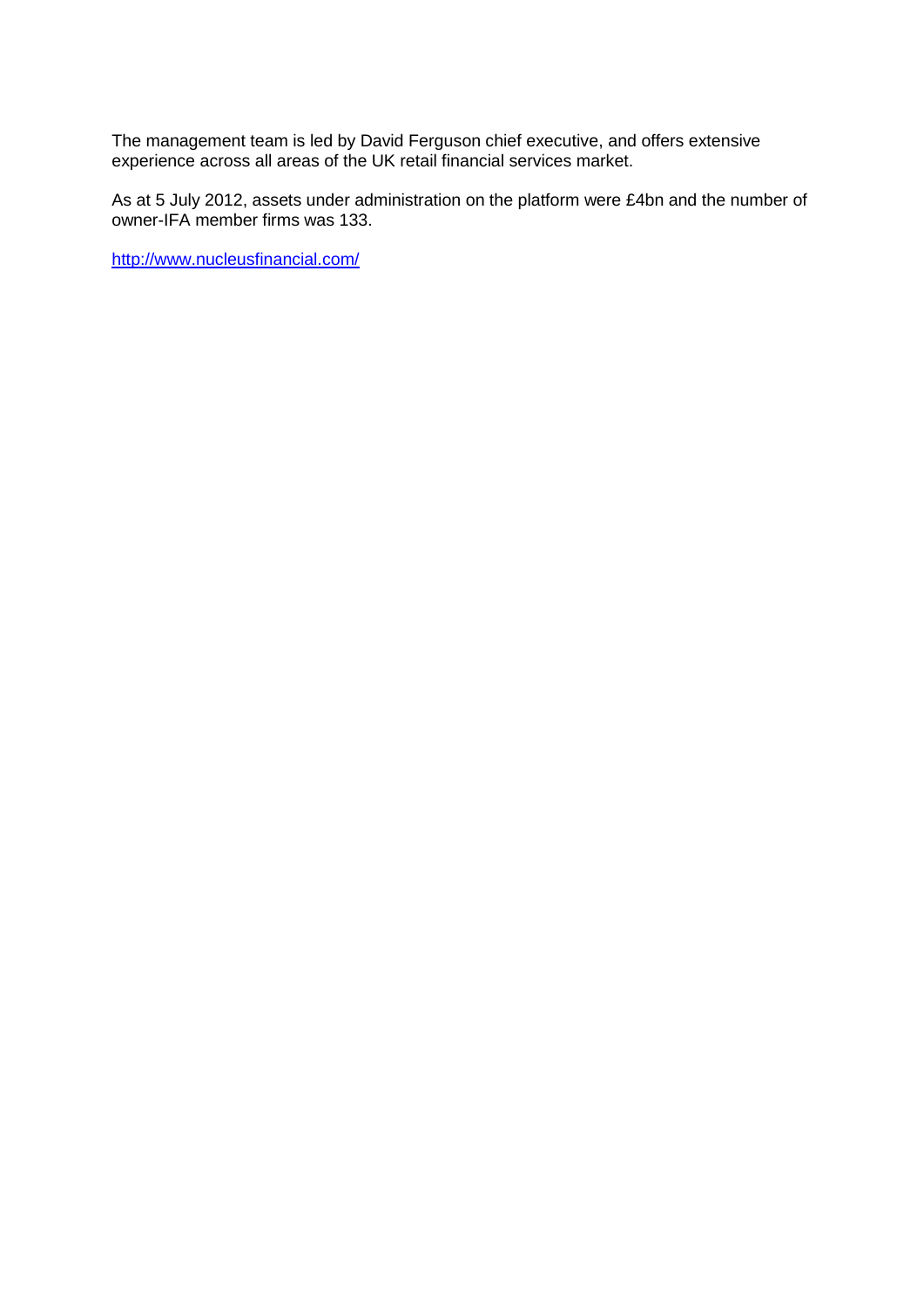The management team is led by David Ferguson chief executive, and offers extensive experience across all areas of the UK retail financial services market.

As at 5 July 2012, assets under administration on the platform were £4bn and the number of owner-IFA member firms was 133.

[http://www.nucleusfinancial.com/](http://www.nucleusfinancial.com/)